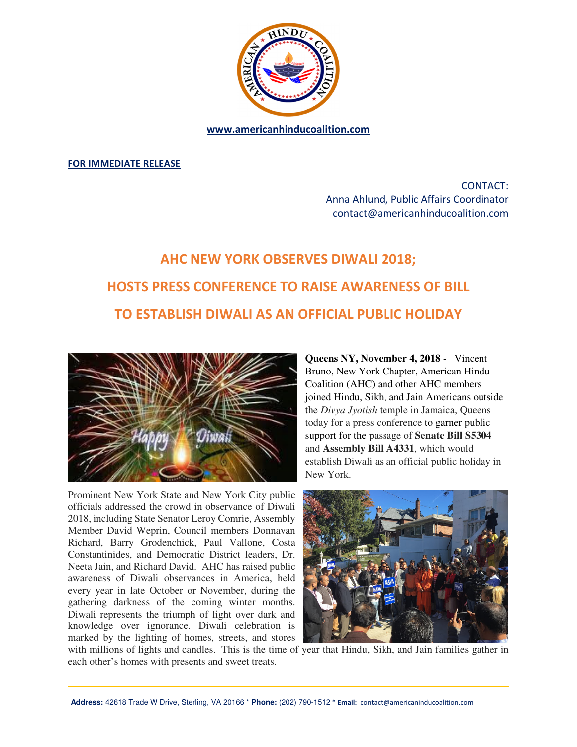www.americanhinducoalition.com

**FOR IMMEDIATE RELEASE**

CONTACT:
Anna Ahlund, Public Affairs Coordinator
contact@americanhinducoalition.com

# AHC NEW YORK OBSERVES DIWALI 2018; HOSTS PRESS CONFERENCE TO RAISE AWARENESS OF BILL TO ESTABLISH DIWALI AS AN OFFICIAL PUBLIC HOLIDAY

**Queens NY, November 4, 2018 -** Vincent Bruno, New York Chapter, American Hindu Coalition (AHC) and other AHC members joined Hindu, Sikh, and Jain Americans outside the *Divya Jyotish* temple in Jamaica, Queens today for a press conference to garner public support for the passage of **Senate Bill S5304** and **Assembly Bill A4331**, which would establish Diwali as an official public holiday in New York.

Prominent New York State and New York City public officials addressed the crowd in observance of Diwali 2018, including State Senator Leroy Comrie, Assembly Member David Weprin, Council members Donnavan Richard, Barry Grodenchick, Paul Vallone, Costa Constantinides, and Democratic District leaders, Dr. Neeta Jain, and Richard David. AHC has raised public awareness of Diwali observances in America, held every year in late October or November, during the gathering darkness of the coming winter months. Diwali represents the triumph of light over dark and knowledge over ignorance. Diwali celebration is marked by the lighting of homes, streets, and stores with millions of lights and candles. This is the time of year that Hindu, Sikh, and Jain families gather in each other's homes with presents and sweet treats.

**Address:** 42618 Trade W Drive, Sterling, VA 20166 * **Phone:** (202) 790-1512 * **Email:** contact@americaninducoalition.com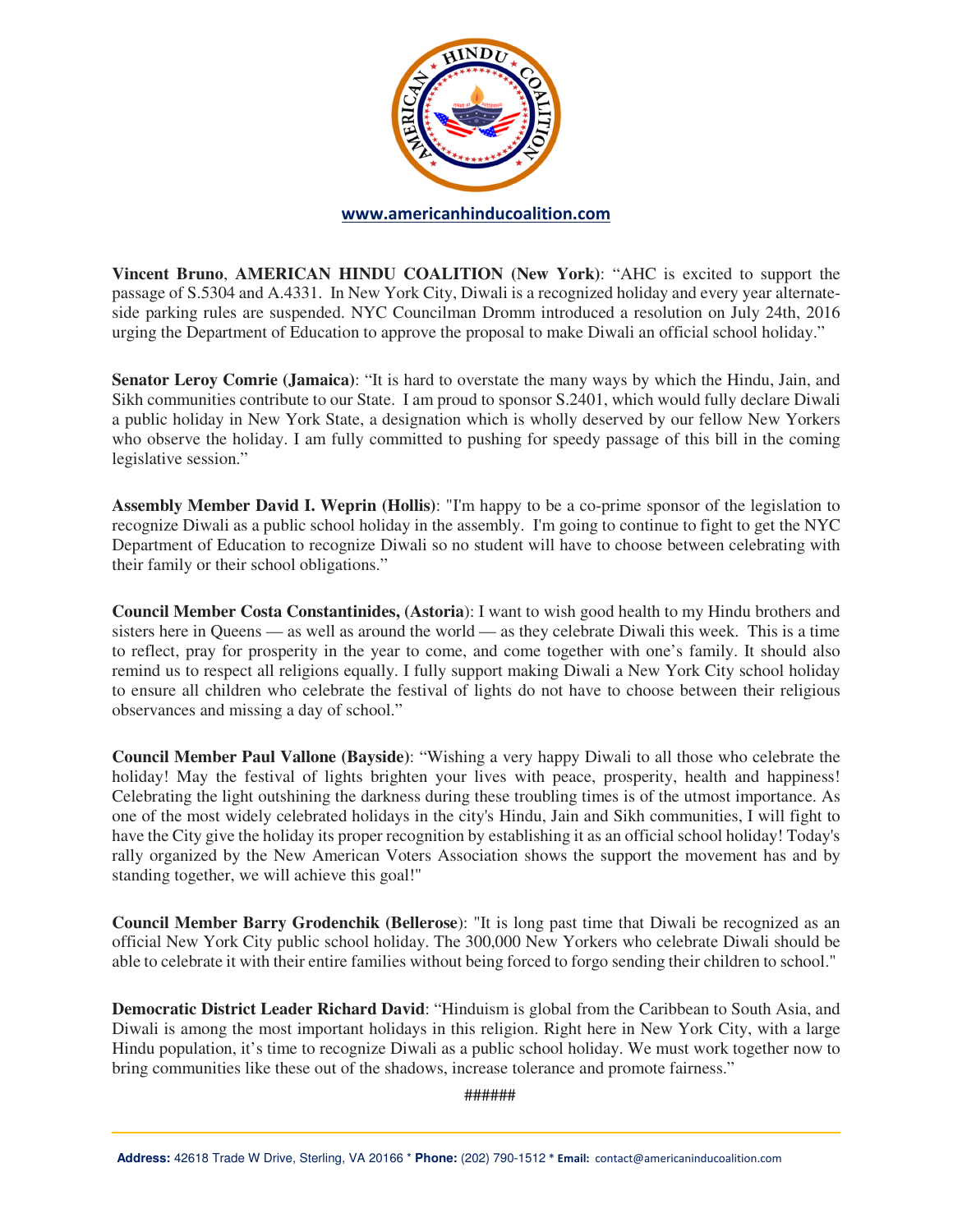www.americanhinducoalition.com

**Vincent Bruno**, **AMERICAN HINDU COALITION (New York)**: “AHC is excited to support the passage of S.5304 and A.4331. In New York City, Diwali is a recognized holiday and every year alternate-side parking rules are suspended. NYC Councilman Dromm introduced a resolution on July 24th, 2016 urging the Department of Education to approve the proposal to make Diwali an official school holiday.”

**Senator Leroy Comrie (Jamaica)**: “It is hard to overstate the many ways by which the Hindu, Jain, and Sikh communities contribute to our State. I am proud to sponsor S.2401, which would fully declare Diwali a public holiday in New York State, a designation which is wholly deserved by our fellow New Yorkers who observe the holiday. I am fully committed to pushing for speedy passage of this bill in the coming legislative session.”

**Assembly Member David I. Weprin (Hollis)**: "I'm happy to be a co-prime sponsor of the legislation to recognize Diwali as a public school holiday in the assembly. I'm going to continue to fight to get the NYC Department of Education to recognize Diwali so no student will have to choose between celebrating with their family or their school obligations.”

**Council Member Costa Constantinides, (Astoria)**: I want to wish good health to my Hindu brothers and sisters here in Queens — as well as around the world — as they celebrate Diwali this week. This is a time to reflect, pray for prosperity in the year to come, and come together with one’s family. It should also remind us to respect all religions equally. I fully support making Diwali a New York City school holiday to ensure all children who celebrate the festival of lights do not have to choose between their religious observances and missing a day of school.”

**Council Member Paul Vallone (Bayside)**: “Wishing a very happy Diwali to all those who celebrate the holiday! May the festival of lights brighten your lives with peace, prosperity, health and happiness! Celebrating the light outshining the darkness during these troubling times is of the utmost importance. As one of the most widely celebrated holidays in the city's Hindu, Jain and Sikh communities, I will fight to have the City give the holiday its proper recognition by establishing it as an official school holiday! Today's rally organized by the New American Voters Association shows the support the movement has and by standing together, we will achieve this goal!"

**Council Member Barry Grodenchik (Bellerose)**: "It is long past time that Diwali be recognized as an official New York City public school holiday. The 300,000 New Yorkers who celebrate Diwali should be able to celebrate it with their entire families without being forced to forgo sending their children to school."

**Democratic District Leader Richard David**: “Hinduism is global from the Caribbean to South Asia, and Diwali is among the most important holidays in this religion. Right here in New York City, with a large Hindu population, it’s time to recognize Diwali as a public school holiday. We must work together now to bring communities like these out of the shadows, increase tolerance and promote fairness.”

######

**Address:** 42618 Trade W Drive, Sterling, VA 20166 * **Phone:** (202) 790-1512 * **Email:** contact@americaninducoalition.com